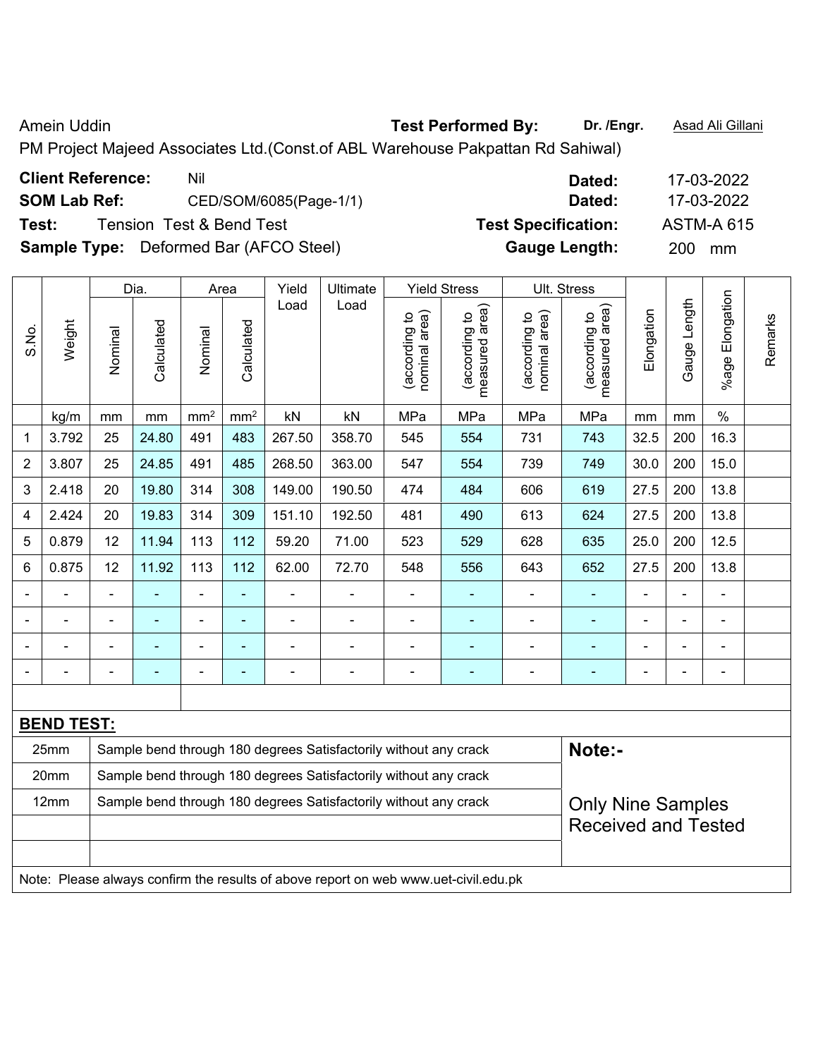Amein Uddin **Test Performed By:** **Dr. /Engr.** Asad Ali Gillani

PM Project Majeed Associates Ltd.(Const.of ABL Warehouse Pakpattan Rd Sahiwal)

**Client Reference:** Nil **Dated:** 17-03-2022

**SOM Lab Ref:** CED/SOM/6085(Page-1/1) **Dated:** 17-03-2022

**Test:** Tension Test & Bend Test **Test Specification:** ASTM-A 615

**Sample Type:** Deformed Bar (AFCO Steel) **Gauge Length:** 200 mm

| S.No. | Weight | Dia. | | Area | | Yield Load | Ultimate Load | Yield Stress | | Ult. Stress | | Elongation | Gauge Length | %age Elongation | Remarks |
|---|---|---|---|---|---|---|---|---|---|---|---|---|---|---|---|
| | | Nominal | Calculated | Nominal | Calculated | | | (according to nominal area) | (according to measured area) | (according to nominal area) | (according to measured area) | | | | |
| | kg/m | mm | mm | mm$^2$ | mm$^2$ | kN | kN | MPa | MPa | MPa | MPa | mm | mm | % | |
| 1 | 3.792 | 25 | 24.80 | 491 | 483 | 267.50 | 358.70 | 545 | 554 | 731 | 743 | 32.5 | 200 | 16.3 | |
| 2 | 3.807 | 25 | 24.85 | 491 | 485 | 268.50 | 363.00 | 547 | 554 | 739 | 749 | 30.0 | 200 | 15.0 | |
| 3 | 2.418 | 20 | 19.80 | 314 | 308 | 149.00 | 190.50 | 474 | 484 | 606 | 619 | 27.5 | 200 | 13.8 | |
| 4 | 2.424 | 20 | 19.83 | 314 | 309 | 151.10 | 192.50 | 481 | 490 | 613 | 624 | 27.5 | 200 | 13.8 | |
| 5 | 0.879 | 12 | 11.94 | 113 | 112 | 59.20 | 71.00 | 523 | 529 | 628 | 635 | 25.0 | 200 | 12.5 | |
| 6 | 0.875 | 12 | 11.92 | 113 | 112 | 62.00 | 72.70 | 548 | 556 | 643 | 652 | 27.5 | 200 | 13.8 | |
| - | - | - | - | - | - | - | - | - | - | - | - | - | - | - | |
| - | - | - | - | - | - | - | - | - | - | - | - | - | - | - | |
| - | - | - | - | - | - | - | - | - | - | - | - | - | - | - | |
| - | - | - | - | - | - | - | - | - | - | - | - | - | - | - | |

**BEND TEST:**

| | |
|---|---|
| 25mm | Sample bend through 180 degrees Satisfactorily without any crack |
| 20mm | Sample bend through 180 degrees Satisfactorily without any crack |
| 12mm | Sample bend through 180 degrees Satisfactorily without any crack |

**Note:-**

Only Nine Samples Received and Tested

Note: Please always confirm the results of above report on web www.uet-civil.edu.pk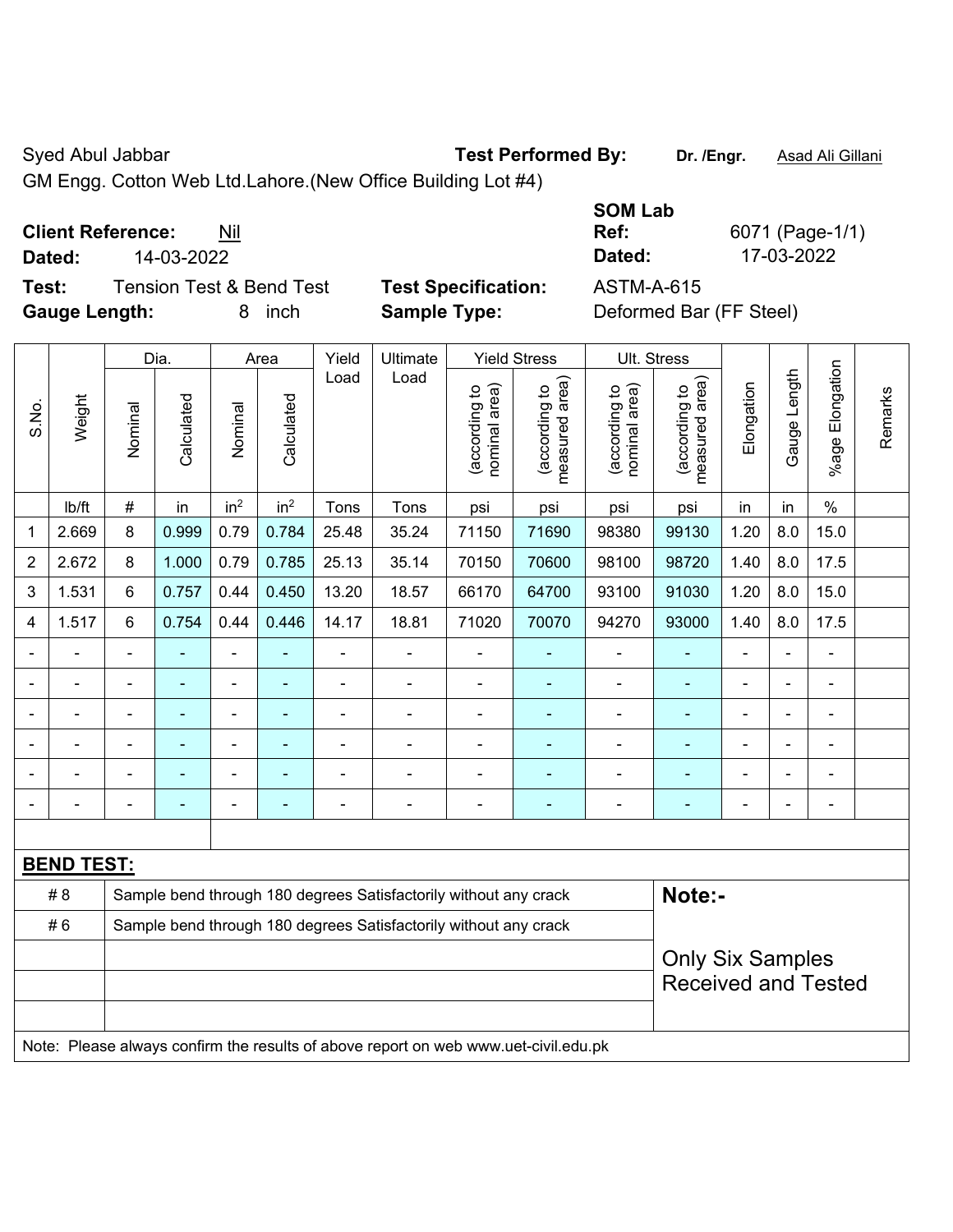Syed Abul Jabbar

**Test Performed By:** **Dr. /Engr.** Asad Ali Gillani

GM Engg. Cotton Web Ltd.Lahore.(New Office Building Lot #4)

**SOM Lab**

**Client Reference:** Nil **Ref:** 6071 (Page-1/1)

**Dated:** 14-03-2022 **Dated:** 17-03-2022

**Test:** Tension Test & Bend Test **Test Specification:** ASTM-A-615

**Gauge Length:** 8 inch **Sample Type:** Deformed Bar (FF Steel)

| S.No. | Weight | Dia. | | Area | | Yield Load | Ultimate Load | Yield Stress | | Ult. Stress | | Elongation | Gauge Length | %age Elongation | Remarks |
|---|---|---|---|---|---|---|---|---|---|---|---|---|---|---|---|
| | | Nominal | Calculated | Nominal | Calculated | | | (according to nominal area) | (according to measured area) | (according to nominal area) | (according to measured area) | | | | |
| | lb/ft | # | in | in$^2$ | in$^2$ | Tons | Tons | psi | psi | psi | psi | in | in | % | |
| 1 | 2.669 | 8 | 0.999 | 0.79 | 0.784 | 25.48 | 35.24 | 71150 | 71690 | 98380 | 99130 | 1.20 | 8.0 | 15.0 | |
| 2 | 2.672 | 8 | 1.000 | 0.79 | 0.785 | 25.13 | 35.14 | 70150 | 70600 | 98100 | 98720 | 1.40 | 8.0 | 17.5 | |
| 3 | 1.531 | 6 | 0.757 | 0.44 | 0.450 | 13.20 | 18.57 | 66170 | 64700 | 93100 | 91030 | 1.20 | 8.0 | 15.0 | |
| 4 | 1.517 | 6 | 0.754 | 0.44 | 0.446 | 14.17 | 18.81 | 71020 | 70070 | 94270 | 93000 | 1.40 | 8.0 | 17.5 | |
| - | - | - | - | - | - | - | - | - | - | - | - | - | - | - | |
| - | - | - | - | - | - | - | - | - | - | - | - | - | - | - | |
| - | - | - | - | - | - | - | - | - | - | - | - | - | - | - | |
| - | - | - | - | - | - | - | - | - | - | - | - | - | - | - | |
| - | - | - | - | - | - | - | - | - | - | - | - | - | - | - | |
| - | - | - | - | - | - | - | - | - | - | - | - | - | - | - | |

**BEND TEST:**

| | | |
|---|---|---|
| # 8 | Sample bend through 180 degrees Satisfactorily without any crack | **Note:-** |
| # 6 | Sample bend through 180 degrees Satisfactorily without any crack | Only Six Samples Received and Tested |

Note: Please always confirm the results of above report on web www.uet-civil.edu.pk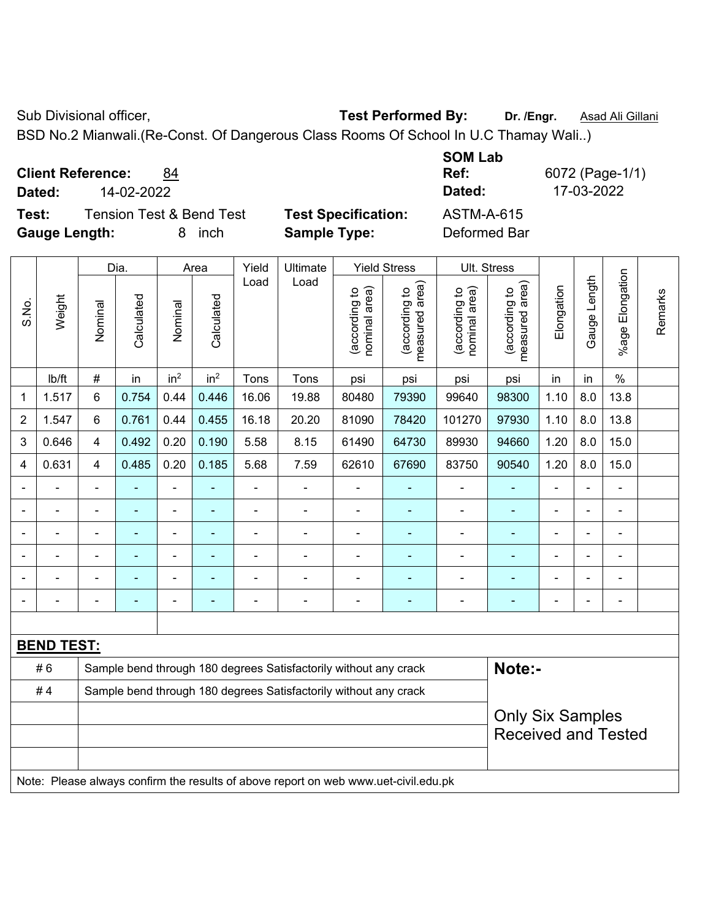Sub Divisional officer, **Test Performed By:** **Dr. /Engr.** Asad Ali Gillani

BSD No.2 Mianwali.(Re-Const. Of Dangerous Class Rooms Of School In U.C Thamay Wali..)

**Client Reference:** 84 **SOM Lab Ref:** 6072 (Page-1/1)

**Dated:** 14-02-2022 **Dated:** 17-03-2022

**Test:** Tension Test & Bend Test **Test Specification:** ASTM-A-615

**Gauge Length:** 8 inch **Sample Type:** Deformed Bar

| S.No. | Weight | Dia. | | Area | | Yield Load | Ultimate Load | Yield Stress | | Ult. Stress | | Elongation | Gauge Length | %age Elongation | Remarks |
|---|---|---|---|---|---|---|---|---|---|---|---|---|---|---|---|
| | | Nominal | Calculated | Nominal | Calculated | | | (according to nominal area) | (according to measured area) | (according to nominal area) | (according to measured area) | | | | |
| | lb/ft | # | in | $in^2$ | $in^2$ | Tons | Tons | psi | psi | psi | psi | in | in | % | |
| 1 | 1.517 | 6 | 0.754 | 0.44 | 0.446 | 16.06 | 19.88 | 80480 | 79390 | 99640 | 98300 | 1.10 | 8.0 | 13.8 | |
| 2 | 1.547 | 6 | 0.761 | 0.44 | 0.455 | 16.18 | 20.20 | 81090 | 78420 | 101270 | 97930 | 1.10 | 8.0 | 13.8 | |
| 3 | 0.646 | 4 | 0.492 | 0.20 | 0.190 | 5.58 | 8.15 | 61490 | 64730 | 89930 | 94660 | 1.20 | 8.0 | 15.0 | |
| 4 | 0.631 | 4 | 0.485 | 0.20 | 0.185 | 5.68 | 7.59 | 62610 | 67690 | 83750 | 90540 | 1.20 | 8.0 | 15.0 | |
| - | - | - | - | - | - | - | - | - | - | - | - | - | - | - | |
| - | - | - | - | - | - | - | - | - | - | - | - | - | - | - | |
| - | - | - | - | - | - | - | - | - | - | - | - | - | - | - | |
| - | - | - | - | - | - | - | - | - | - | - | - | - | - | - | |
| - | - | - | - | - | - | - | - | - | - | - | - | - | - | - | |
| - | - | - | - | - | - | - | - | - | - | - | - | - | - | - | |

**BEND TEST:**

| | | |
|---|---|---|
| # 6 | Sample bend through 180 degrees Satisfactorily without any crack | **Note:-** |
| # 4 | Sample bend through 180 degrees Satisfactorily without any crack | Only Six Samples Received and Tested |

Note: Please always confirm the results of above report on web www.uet-civil.edu.pk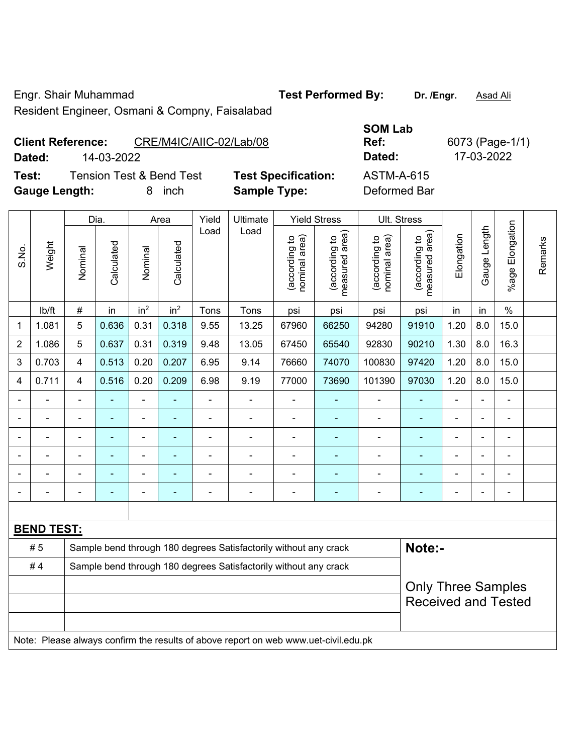Engr. Shair Muhammad

Resident Engineer, Osmani & Compny, Faisalabad

**Test Performed By:** **Dr. /Engr.** Asad Ali

**Client Reference:** CRE/M4IC/AIIC-02/Lab/08

**Dated:** 14-03-2022

**SOM Lab Ref:** 6073 (Page-1/1)

**Dated:** 17-03-2022

**Test:** Tension Test & Bend Test

**Test Specification:** ASTM-A-615

**Gauge Length:** 8 inch

**Sample Type:** Deformed Bar

| S.No. | Weight | Dia. | | Area | | Yield Load | Ultimate Load | Yield Stress | | Ult. Stress | | Elongation | Gauge Length | %age Elongation | Remarks |
|---|---|---|---|---|---|---|---|---|---|---|---|---|---|---|---|
| | | Nominal | Calculated | Nominal | Calculated | | | (according to nominal area) | (according to measured area) | (according to nominal area) | (according to measured area) | | | | |
| | lb/ft | # | in | in$^2$ | in$^2$ | Tons | Tons | psi | psi | psi | psi | in | in | % | |
| 1 | 1.081 | 5 | 0.636 | 0.31 | 0.318 | 9.55 | 13.25 | 67960 | 66250 | 94280 | 91910 | 1.20 | 8.0 | 15.0 | |
| 2 | 1.086 | 5 | 0.637 | 0.31 | 0.319 | 9.48 | 13.05 | 67450 | 65540 | 92830 | 90210 | 1.30 | 8.0 | 16.3 | |
| 3 | 0.703 | 4 | 0.513 | 0.20 | 0.207 | 6.95 | 9.14 | 76660 | 74070 | 100830 | 97420 | 1.20 | 8.0 | 15.0 | |
| 4 | 0.711 | 4 | 0.516 | 0.20 | 0.209 | 6.98 | 9.19 | 77000 | 73690 | 101390 | 97030 | 1.20 | 8.0 | 15.0 | |
| - | - | - | - | - | - | - | - | - | - | - | - | - | - | - | |
| - | - | - | - | - | - | - | - | - | - | - | - | - | - | - | |
| - | - | - | - | - | - | - | - | - | - | - | - | - | - | - | |
| - | - | - | - | - | - | - | - | - | - | - | - | - | - | - | |
| - | - | - | - | - | - | - | - | - | - | - | - | - | - | - | |
| - | - | - | - | - | - | - | - | - | - | - | - | - | - | - | |

**BEND TEST:**

| | | |
|---|---|---|
| # 5 | Sample bend through 180 degrees Satisfactorily without any crack | **Note:-** |
| # 4 | Sample bend through 180 degrees Satisfactorily without any crack | Only Three Samples Received and Tested |

Note: Please always confirm the results of above report on web www.uet-civil.edu.pk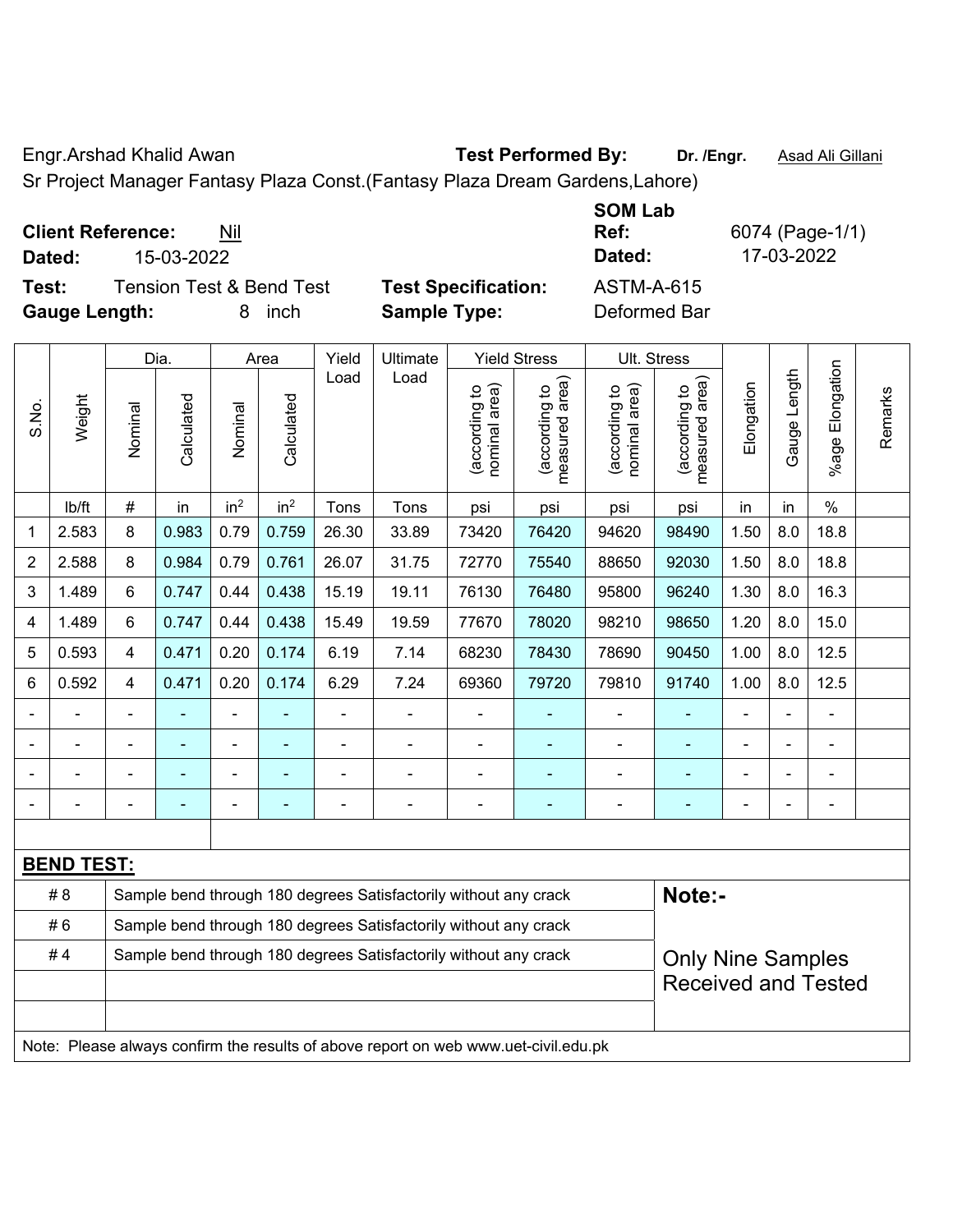Engr.Arshad Khalid Awan

**Test Performed By:** **Dr. /Engr.** Asad Ali Gillani

Sr Project Manager Fantasy Plaza Const.(Fantasy Plaza Dream Gardens,Lahore)

**Client Reference:** Nil

**Dated:** 15-03-2022

**SOM Lab Ref:** 6074 (Page-1/1)

**Dated:** 17-03-2022

**Test:** Tension Test & Bend Test

**Test Specification:** ASTM-A-615

**Gauge Length:** 8 inch

**Sample Type:** Deformed Bar

| S.No. | Weight | Dia. | | Area | | Yield Load | Ultimate Load | Yield Stress | | Ult. Stress | | Elongation | Gauge Length | %age Elongation | Remarks |
|---|---|---|---|---|---|---|---|---|---|---|---|---|---|---|---|
| | | Nominal | Calculated | Nominal | Calculated | | | (according to nominal area) | (according to measured area) | (according to nominal area) | (according to measured area) | | | | |
| | lb/ft | # | in | $in^2$ | $in^2$ | Tons | Tons | psi | psi | psi | psi | in | in | % | |
| 1 | 2.583 | 8 | 0.983 | 0.79 | 0.759 | 26.30 | 33.89 | 73420 | 76420 | 94620 | 98490 | 1.50 | 8.0 | 18.8 | |
| 2 | 2.588 | 8 | 0.984 | 0.79 | 0.761 | 26.07 | 31.75 | 72770 | 75540 | 88650 | 92030 | 1.50 | 8.0 | 18.8 | |
| 3 | 1.489 | 6 | 0.747 | 0.44 | 0.438 | 15.19 | 19.11 | 76130 | 76480 | 95800 | 96240 | 1.30 | 8.0 | 16.3 | |
| 4 | 1.489 | 6 | 0.747 | 0.44 | 0.438 | 15.49 | 19.59 | 77670 | 78020 | 98210 | 98650 | 1.20 | 8.0 | 15.0 | |
| 5 | 0.593 | 4 | 0.471 | 0.20 | 0.174 | 6.19 | 7.14 | 68230 | 78430 | 78690 | 90450 | 1.00 | 8.0 | 12.5 | |
| 6 | 0.592 | 4 | 0.471 | 0.20 | 0.174 | 6.29 | 7.24 | 69360 | 79720 | 79810 | 91740 | 1.00 | 8.0 | 12.5 | |
| - | - | - | - | - | - | - | - | - | - | - | - | - | - | - | |
| - | - | - | - | - | - | - | - | - | - | - | - | - | - | - | |
| - | - | - | - | - | - | - | - | - | - | - | - | - | - | - | |
| - | - | - | - | - | - | - | - | - | - | - | - | - | - | - | |

**BEND TEST:**

| | | |
|---|---|---|
| # 8 | Sample bend through 180 degrees Satisfactorily without any crack | **Note:-** |
| # 6 | Sample bend through 180 degrees Satisfactorily without any crack | |
| # 4 | Sample bend through 180 degrees Satisfactorily without any crack | Only Nine Samples Received and Tested |
| | | |
| | | |

Note: Please always confirm the results of above report on web www.uet-civil.edu.pk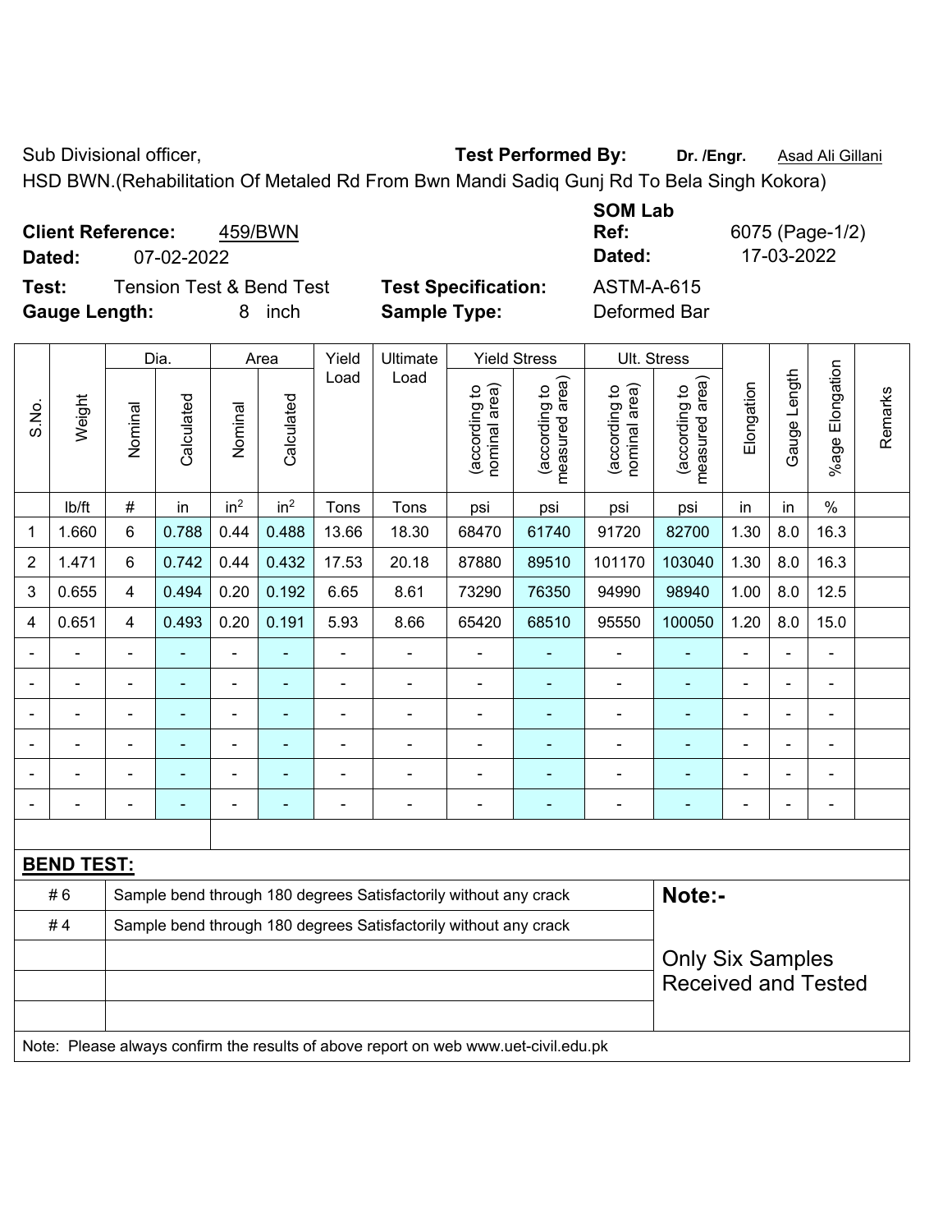Sub Divisional officer, **Test Performed By:** **Dr. /Engr.** Asad Ali Gillani

HSD BWN.(Rehabilitation Of Metaled Rd From Bwn Mandi Sadiq Gunj Rd To Bela Singh Kokora)

**Client Reference:** 459/BWN

**Dated:** 07-02-2022

**SOM Lab Ref:** 6075 (Page-1/2)

**Dated:** 17-03-2022

**Test:** Tension Test & Bend Test **Test Specification:** ASTM-A-615

**Gauge Length:** 8 inch **Sample Type:** Deformed Bar

| S.No. | Weight | Dia. | | Area | | Yield Load | Ultimate Load | Yield Stress | | Ult. Stress | | Elongation | Gauge Length | %age Elongation | Remarks |
|---|---|---|---|---|---|---|---|---|---|---|---|---|---|---|---|
| | | Nominal | Calculated | Nominal | Calculated | | | (according to nominal area) | (according to measured area) | (according to nominal area) | (according to measured area) | | | | |
| | lb/ft | # | in | in² | in² | Tons | Tons | psi | psi | psi | psi | in | in | % | |
| 1 | 1.660 | 6 | 0.788 | 0.44 | 0.488 | 13.66 | 18.30 | 68470 | 61740 | 91720 | 82700 | 1.30 | 8.0 | 16.3 | |
| 2 | 1.471 | 6 | 0.742 | 0.44 | 0.432 | 17.53 | 20.18 | 87880 | 89510 | 101170 | 103040 | 1.30 | 8.0 | 16.3 | |
| 3 | 0.655 | 4 | 0.494 | 0.20 | 0.192 | 6.65 | 8.61 | 73290 | 76350 | 94990 | 98940 | 1.00 | 8.0 | 12.5 | |
| 4 | 0.651 | 4 | 0.493 | 0.20 | 0.191 | 5.93 | 8.66 | 65420 | 68510 | 95550 | 100050 | 1.20 | 8.0 | 15.0 | |
| - | - | - | - | - | - | - | - | - | - | - | - | - | - | - | |
| - | - | - | - | - | - | - | - | - | - | - | - | - | - | - | |
| - | - | - | - | - | - | - | - | - | - | - | - | - | - | - | |
| - | - | - | - | - | - | - | - | - | - | - | - | - | - | - | |
| - | - | - | - | - | - | - | - | - | - | - | - | - | - | - | |
| - | - | - | - | - | - | - | - | - | - | - | - | - | - | - | |

**BEND TEST:**

| | | |
|---|---|---|
| # 6 | Sample bend through 180 degrees Satisfactorily without any crack | **Note:-** |
| # 4 | Sample bend through 180 degrees Satisfactorily without any crack | Only Six Samples Received and Tested |

Note: Please always confirm the results of above report on web www.uet-civil.edu.pk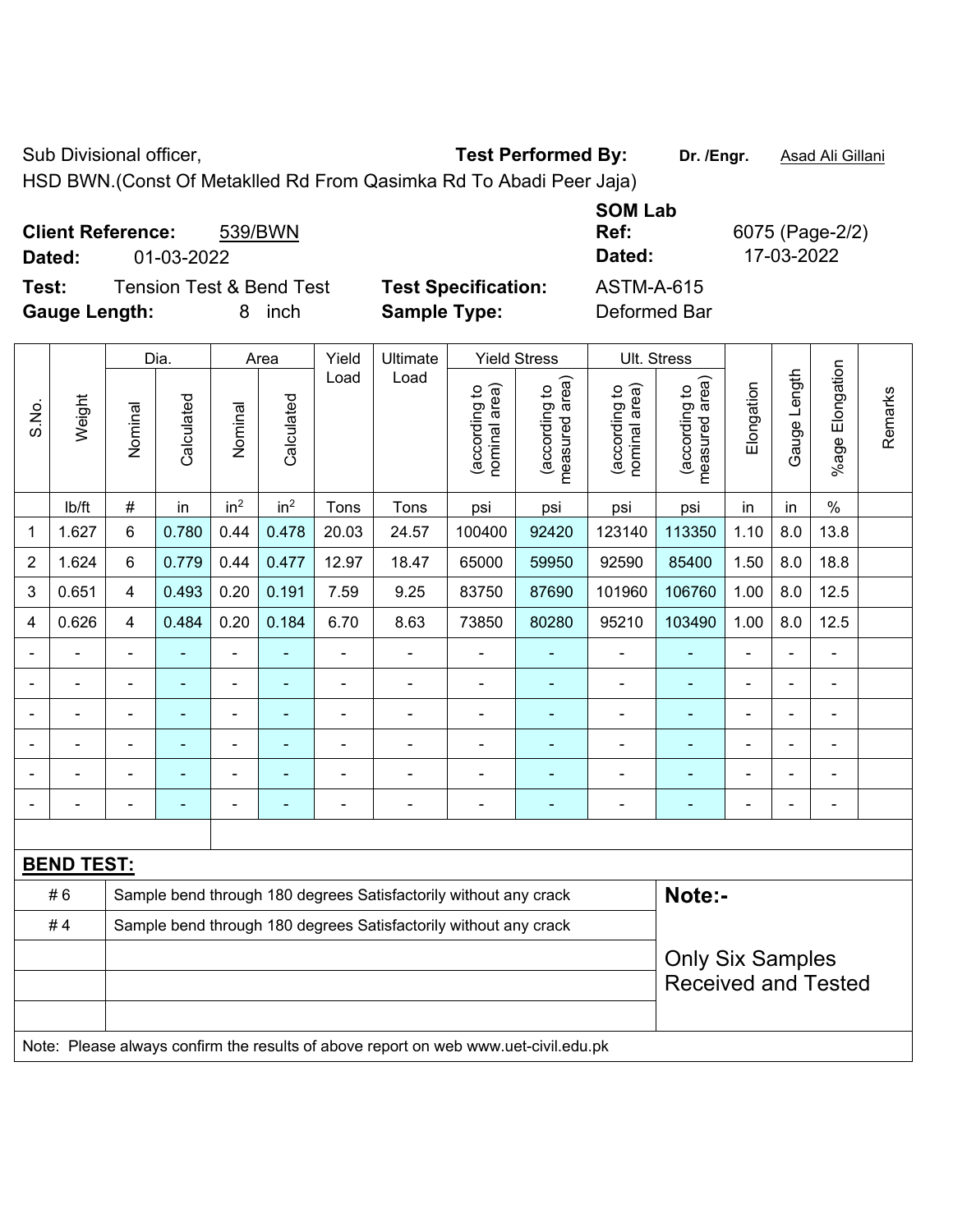Sub Divisional officer, **Test Performed By:** **Dr. /Engr.** Asad Ali Gillani

HSD BWN.(Const Of Metaklled Rd From Qasimka Rd To Abadi Peer Jaja)

**Client Reference:** 539/BWN **SOM Lab Ref:** 6075 (Page-2/2)

**Dated:** 01-03-2022 **Dated:** 17-03-2022

**Test:** Tension Test & Bend Test **Test Specification:** ASTM-A-615

**Gauge Length:** 8 inch **Sample Type:** Deformed Bar

| S.No. | Weight | Dia. | | Area | | Yield Load | Ultimate Load | Yield Stress | | Ult. Stress | | Elongation | Gauge Length | %age Elongation | Remarks |
|---|---|---|---|---|---|---|---|---|---|---|---|---|---|---|---|
| | | Nominal | Calculated | Nominal | Calculated | | | (according to nominal area) | (according to measured area) | (according to nominal area) | (according to measured area) | | | | |
| | lb/ft | # | in | in$^2$ | in$^2$ | Tons | Tons | psi | psi | psi | psi | in | in | % | |
| 1 | 1.627 | 6 | 0.780 | 0.44 | 0.478 | 20.03 | 24.57 | 100400 | 92420 | 123140 | 113350 | 1.10 | 8.0 | 13.8 | |
| 2 | 1.624 | 6 | 0.779 | 0.44 | 0.477 | 12.97 | 18.47 | 65000 | 59950 | 92590 | 85400 | 1.50 | 8.0 | 18.8 | |
| 3 | 0.651 | 4 | 0.493 | 0.20 | 0.191 | 7.59 | 9.25 | 83750 | 87690 | 101960 | 106760 | 1.00 | 8.0 | 12.5 | |
| 4 | 0.626 | 4 | 0.484 | 0.20 | 0.184 | 6.70 | 8.63 | 73850 | 80280 | 95210 | 103490 | 1.00 | 8.0 | 12.5 | |
| - | - | - | - | - | - | - | - | - | - | - | - | - | - | - | |
| - | - | - | - | - | - | - | - | - | - | - | - | - | - | - | |
| - | - | - | - | - | - | - | - | - | - | - | - | - | - | - | |
| - | - | - | - | - | - | - | - | - | - | - | - | - | - | - | |
| - | - | - | - | - | - | - | - | - | - | - | - | - | - | - | |
| - | - | - | - | - | - | - | - | - | - | - | - | - | - | - | |

**BEND TEST:**

| | | |
|---|---|---|
| # 6 | Sample bend through 180 degrees Satisfactorily without any crack | **Note:-** |
| # 4 | Sample bend through 180 degrees Satisfactorily without any crack | Only Six Samples Received and Tested |

Note: Please always confirm the results of above report on web www.uet-civil.edu.pk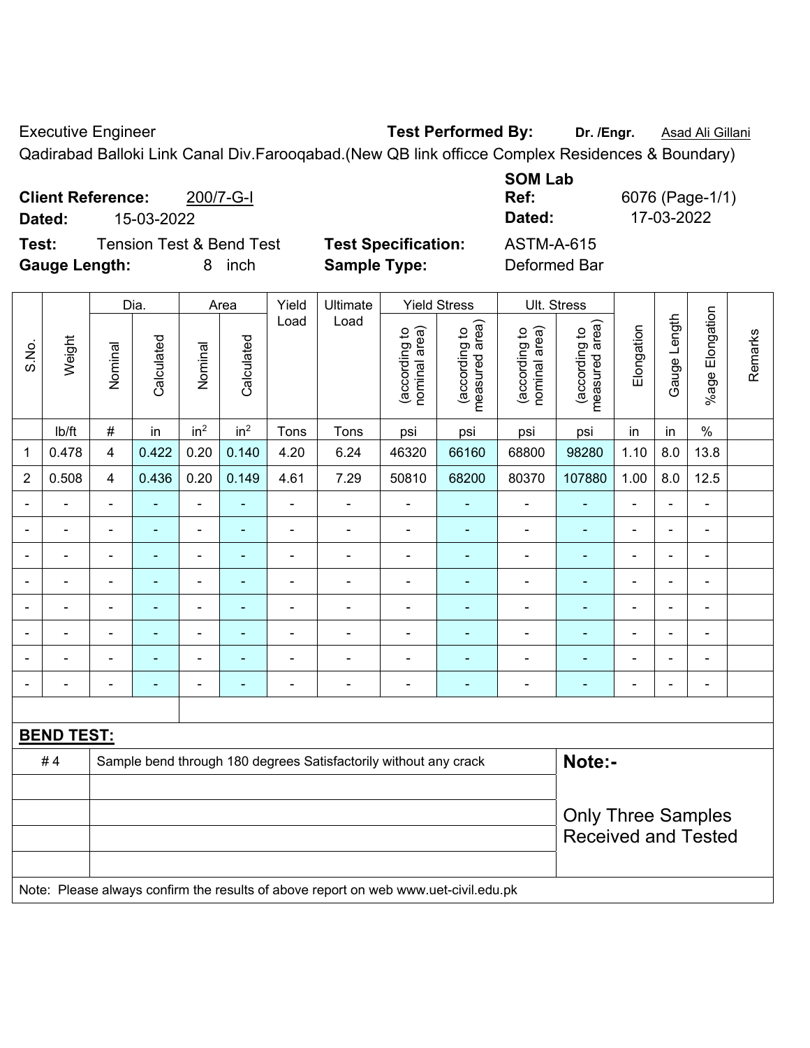Executive Engineer **Test Performed By:** **Dr. /Engr.** Asad Ali Gillani

Qadirabad Balloki Link Canal Div.Farooqabad.(New QB link officce Complex Residences & Boundary)

**Client Reference:** 200/7-G-I

**Dated:** 15-03-2022

**SOM Lab Ref:** 6076 (Page-1/1)

**Dated:** 17-03-2022

**Test:** Tension Test & Bend Test

**Test Specification:** ASTM-A-615

**Gauge Length:** 8 inch

**Sample Type:** Deformed Bar

| S.No. | Weight | Dia. | | Area | | Yield Load | Ultimate Load | Yield Stress | | Ult. Stress | | Elongation | Gauge Length | %age Elongation | Remarks |
|---|---|---|---|---|---|---|---|---|---|---|---|---|---|---|---|
| | | Nominal | Calculated | Nominal | Calculated | | | (according to nominal area) | (according to measured area) | (according to nominal area) | (according to measured area) | | | | |
| | lb/ft | # | in | $in^2$ | $in^2$ | Tons | Tons | psi | psi | psi | psi | in | in | % | |
| 1 | 0.478 | 4 | 0.422 | 0.20 | 0.140 | 4.20 | 6.24 | 46320 | 66160 | 68800 | 98280 | 1.10 | 8.0 | 13.8 | |
| 2 | 0.508 | 4 | 0.436 | 0.20 | 0.149 | 4.61 | 7.29 | 50810 | 68200 | 80370 | 107880 | 1.00 | 8.0 | 12.5 | |
| - | - | - | - | - | - | - | - | - | - | - | - | - | - | - | |
| - | - | - | - | - | - | - | - | - | - | - | - | - | - | - | |
| - | - | - | - | - | - | - | - | - | - | - | - | - | - | - | |
| - | - | - | - | - | - | - | - | - | - | - | - | - | - | - | |
| - | - | - | - | - | - | - | - | - | - | - | - | - | - | - | |
| - | - | - | - | - | - | - | - | - | - | - | - | - | - | - | |
| - | - | - | - | - | - | - | - | - | - | - | - | - | - | - | |
| - | - | - | - | - | - | - | - | - | - | - | - | - | - | - | |

**BEND TEST:**

| | | |
|---|---|---|
| # 4 | Sample bend through 180 degrees Satisfactorily without any crack | **Note:-** |
| | | Only Three Samples Received and Tested |

Note: Please always confirm the results of above report on web www.uet-civil.edu.pk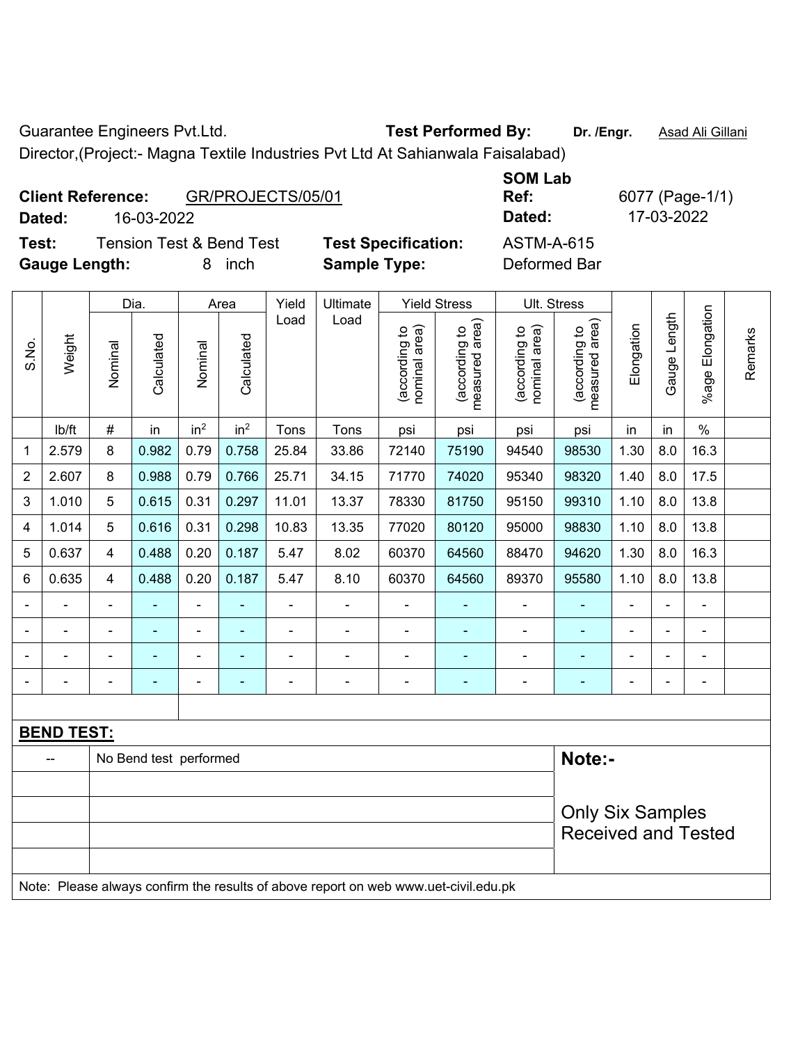Guarantee Engineers Pvt.Ltd. **Test Performed By:** **Dr. /Engr.** Asad Ali Gillani

Director,(Project:- Magna Textile Industries Pvt Ltd At Sahianwala Faisalabad)

**Client Reference:** GR/PROJECTS/05/01 **SOM Lab Ref:** 6077 (Page-1/1)

**Dated:** 16-03-2022 **Dated:** 17-03-2022

**Test:** Tension Test & Bend Test **Test Specification:** ASTM-A-615

**Gauge Length:** 8 inch **Sample Type:** Deformed Bar

| S.No. | Weight | Dia. | | Area | | Yield Load | Ultimate Load | Yield Stress | | Ult. Stress | | Elongation | Gauge Length | %age Elongation | Remarks |
|---|---|---|---|---|---|---|---|---|---|---|---|---|---|---|---|
| | | Nominal | Calculated | Nominal | Calculated | | | (according to nominal area) | (according to measured area) | (according to nominal area) | (according to measured area) | | | | |
| | lb/ft | # | in | $in^2$ | $in^2$ | Tons | Tons | psi | psi | psi | psi | in | in | % | |
| 1 | 2.579 | 8 | 0.982 | 0.79 | 0.758 | 25.84 | 33.86 | 72140 | 75190 | 94540 | 98530 | 1.30 | 8.0 | 16.3 | |
| 2 | 2.607 | 8 | 0.988 | 0.79 | 0.766 | 25.71 | 34.15 | 71770 | 74020 | 95340 | 98320 | 1.40 | 8.0 | 17.5 | |
| 3 | 1.010 | 5 | 0.615 | 0.31 | 0.297 | 11.01 | 13.37 | 78330 | 81750 | 95150 | 99310 | 1.10 | 8.0 | 13.8 | |
| 4 | 1.014 | 5 | 0.616 | 0.31 | 0.298 | 10.83 | 13.35 | 77020 | 80120 | 95000 | 98830 | 1.10 | 8.0 | 13.8 | |
| 5 | 0.637 | 4 | 0.488 | 0.20 | 0.187 | 5.47 | 8.02 | 60370 | 64560 | 88470 | 94620 | 1.30 | 8.0 | 16.3 | |
| 6 | 0.635 | 4 | 0.488 | 0.20 | 0.187 | 5.47 | 8.10 | 60370 | 64560 | 89370 | 95580 | 1.10 | 8.0 | 13.8 | |
| - | - | - | - | - | - | - | - | - | - | - | - | - | - | - | |
| - | - | - | - | - | - | - | - | - | - | - | - | - | - | - | |
| - | - | - | - | - | - | - | - | - | - | - | - | - | - | - | |
| - | - | - | - | - | - | - | - | - | - | - | - | - | - | - | |

**BEND TEST:**

| | | |
|---|---|---|
| -- | No Bend test performed | **Note:-** |
| | | Only Six Samples Received and Tested |

Note: Please always confirm the results of above report on web www.uet-civil.edu.pk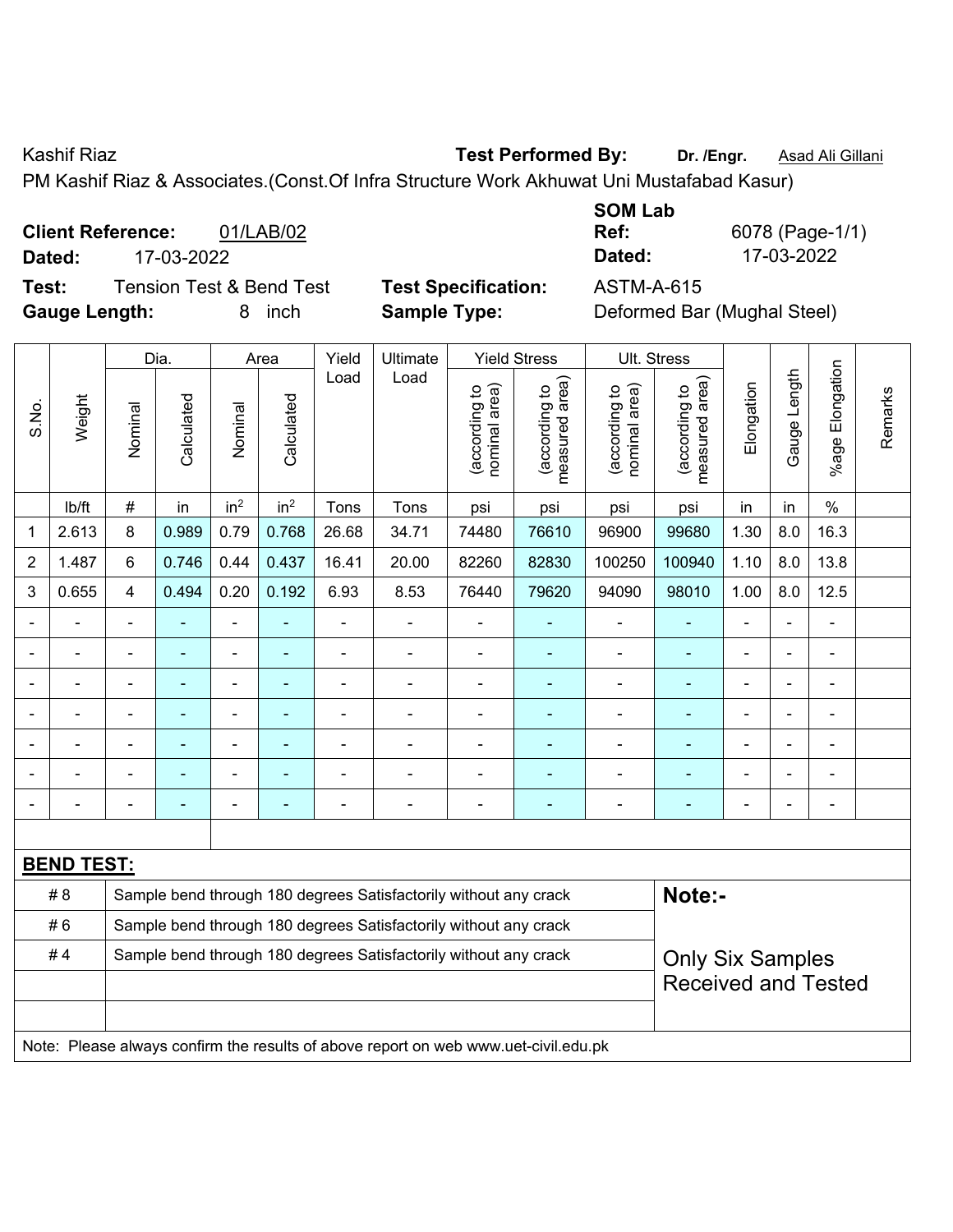Kashif Riaz **Test Performed By:** **Dr. /Engr.** Asad Ali Gillani

PM Kashif Riaz & Associates.(Const.Of Infra Structure Work Akhuwat Uni Mustafabad Kasur)

**Client Reference:** 01/LAB/02
**Dated:** 17-03-2022

**SOM Lab Ref:** 6078 (Page-1/1)
**Dated:** 17-03-2022

**Test:** Tension Test & Bend Test **Test Specification:** ASTM-A-615
**Gauge Length:** 8 inch **Sample Type:** Deformed Bar (Mughal Steel)

| S.No. | Weight | Dia. | | Area | | Yield Load | Ultimate Load | Yield Stress | | Ult. Stress | | Elongation | Gauge Length | %age Elongation | Remarks |
|---|---|---|---|---|---|---|---|---|---|---|---|---|---|---|---|
| | | Nominal | Calculated | Nominal | Calculated | | | (according to nominal area) | (according to measured area) | (according to nominal area) | (according to measured area) | | | | |
| | lb/ft | # | in | $in^2$ | $in^2$ | Tons | Tons | psi | psi | psi | psi | in | in | % | |
| 1 | 2.613 | 8 | 0.989 | 0.79 | 0.768 | 26.68 | 34.71 | 74480 | 76610 | 96900 | 99680 | 1.30 | 8.0 | 16.3 | |
| 2 | 1.487 | 6 | 0.746 | 0.44 | 0.437 | 16.41 | 20.00 | 82260 | 82830 | 100250 | 100940 | 1.10 | 8.0 | 13.8 | |
| 3 | 0.655 | 4 | 0.494 | 0.20 | 0.192 | 6.93 | 8.53 | 76440 | 79620 | 94090 | 98010 | 1.00 | 8.0 | 12.5 | |
| - | - | - | - | - | - | - | - | - | - | - | - | - | - | - | |
| - | - | - | - | - | - | - | - | - | - | - | - | - | - | - | |
| - | - | - | - | - | - | - | - | - | - | - | - | - | - | - | |
| - | - | - | - | - | - | - | - | - | - | - | - | - | - | - | |
| - | - | - | - | - | - | - | - | - | - | - | - | - | - | - | |
| - | - | - | - | - | - | - | - | - | - | - | - | - | - | - | |
| - | - | - | - | - | - | - | - | - | - | - | - | - | - | - | |

**BEND TEST:**

| | |
|---|---|
| # 8 | Sample bend through 180 degrees Satisfactorily without any crack |
| # 6 | Sample bend through 180 degrees Satisfactorily without any crack |
| # 4 | Sample bend through 180 degrees Satisfactorily without any crack |

**Note:-**

Only Six Samples Received and Tested

Note: Please always confirm the results of above report on web www.uet-civil.edu.pk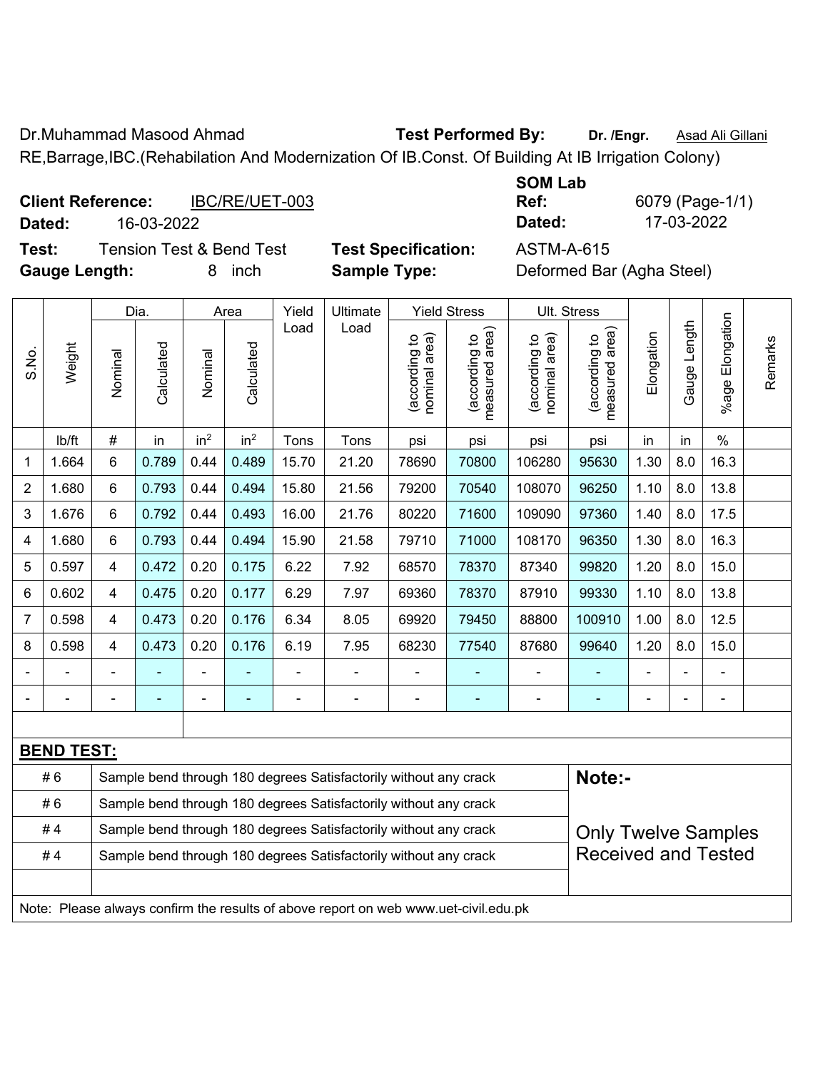Dr.Muhammad Masood Ahmad **Test Performed By:** **Dr. /Engr.** Asad Ali Gillani

RE,Barrage,IBC.(Rehabilation And Modernization Of IB.Const. Of Building At IB Irrigation Colony)

**Client Reference:** IBC/RE/UET-003

**Dated:** 16-03-2022

**SOM Lab Ref:** 6079 (Page-1/1)

**Dated:** 17-03-2022

**Test:** Tension Test & Bend Test

**Test Specification:** ASTM-A-615

**Gauge Length:** 8 inch

**Sample Type:** Deformed Bar (Agha Steel)

| S.No. | Weight | Dia. | | Area | | Yield Load | Ultimate Load | Yield Stress | | Ult. Stress | | Elongation | Gauge Length | %age Elongation | Remarks |
|---|---|---|---|---|---|---|---|---|---|---|---|---|---|---|---|
| | | Nominal | Calculated | Nominal | Calculated | | | (according to nominal area) | (according to measured area) | (according to nominal area) | (according to measured area) | | | | |
| | lb/ft | # | in | $in^2$ | $in^2$ | Tons | Tons | psi | psi | psi | psi | in | in | % | |
| 1 | 1.664 | 6 | 0.789 | 0.44 | 0.489 | 15.70 | 21.20 | 78690 | 70800 | 106280 | 95630 | 1.30 | 8.0 | 16.3 | |
| 2 | 1.680 | 6 | 0.793 | 0.44 | 0.494 | 15.80 | 21.56 | 79200 | 70540 | 108070 | 96250 | 1.10 | 8.0 | 13.8 | |
| 3 | 1.676 | 6 | 0.792 | 0.44 | 0.493 | 16.00 | 21.76 | 80220 | 71600 | 109090 | 97360 | 1.40 | 8.0 | 17.5 | |
| 4 | 1.680 | 6 | 0.793 | 0.44 | 0.494 | 15.90 | 21.58 | 79710 | 71000 | 108170 | 96350 | 1.30 | 8.0 | 16.3 | |
| 5 | 0.597 | 4 | 0.472 | 0.20 | 0.175 | 6.22 | 7.92 | 68570 | 78370 | 87340 | 99820 | 1.20 | 8.0 | 15.0 | |
| 6 | 0.602 | 4 | 0.475 | 0.20 | 0.177 | 6.29 | 7.97 | 69360 | 78370 | 87910 | 99330 | 1.10 | 8.0 | 13.8 | |
| 7 | 0.598 | 4 | 0.473 | 0.20 | 0.176 | 6.34 | 8.05 | 69920 | 79450 | 88800 | 100910 | 1.00 | 8.0 | 12.5 | |
| 8 | 0.598 | 4 | 0.473 | 0.20 | 0.176 | 6.19 | 7.95 | 68230 | 77540 | 87680 | 99640 | 1.20 | 8.0 | 15.0 | |
| - | - | - | - | - | - | - | - | - | - | - | - | - | - | - | |
| - | - | - | - | - | - | - | - | - | - | - | - | - | - | - | |

**BEND TEST:**

| | |
|---|---|
| # 6 | Sample bend through 180 degrees Satisfactorily without any crack |
| # 6 | Sample bend through 180 degrees Satisfactorily without any crack |
| # 4 | Sample bend through 180 degrees Satisfactorily without any crack |
| # 4 | Sample bend through 180 degrees Satisfactorily without any crack |

**Note:-**

Only Twelve Samples Received and Tested

Note: Please always confirm the results of above report on web www.uet-civil.edu.pk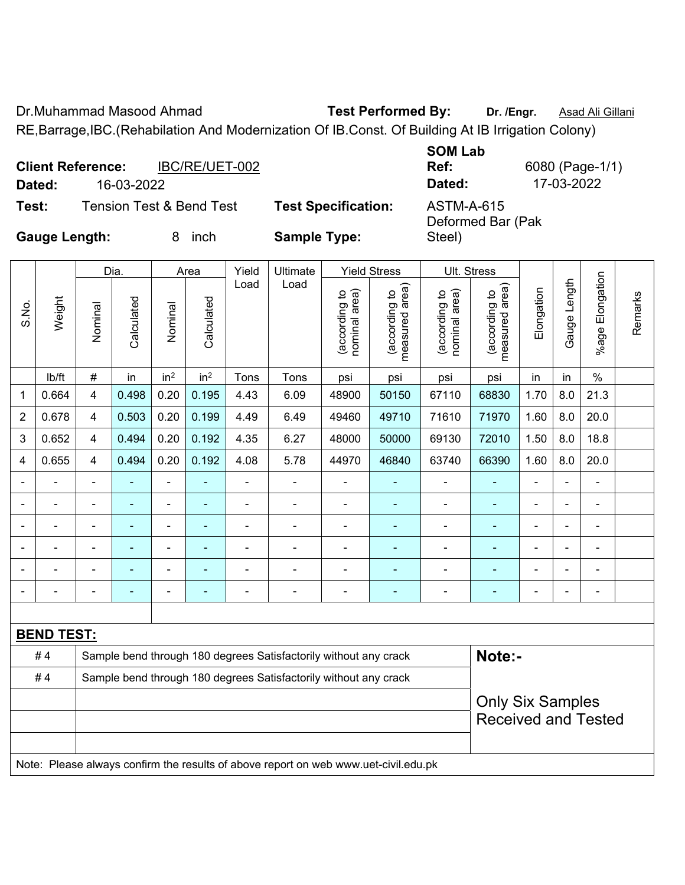Dr.Muhammad Masood Ahmad **Test Performed By:** **Dr. /Engr.** Asad Ali Gillani

RE,Barrage,IBC.(Rehabilation And Modernization Of IB.Const. Of Building At IB Irrigation Colony)

**Client Reference:** IBC/RE/UET-002

**Dated:** 16-03-2022

**SOM Lab Ref:** 6080 (Page-1/1)

**Dated:** 17-03-2022

**Test:** Tension Test & Bend Test **Test Specification:** ASTM-A-615

**Gauge Length:** 8 inch **Sample Type:** Deformed Bar (Pak Steel)

| S.No. | Weight | Dia. | | Area | | Yield Load | Ultimate Load | Yield Stress | | Ult. Stress | | Elongation | Gauge Length | %age Elongation | Remarks |
|---|---|---|---|---|---|---|---|---|---|---|---|---|---|---|---|
| | | Nominal | Calculated | Nominal | Calculated | | | (according to nominal area) | (according to measured area) | (according to nominal area) | (according to measured area) | | | | |
| | lb/ft | # | in | in² | in² | Tons | Tons | psi | psi | psi | psi | in | in | % | |
| 1 | 0.664 | 4 | 0.498 | 0.20 | 0.195 | 4.43 | 6.09 | 48900 | 50150 | 67110 | 68830 | 1.70 | 8.0 | 21.3 | |
| 2 | 0.678 | 4 | 0.503 | 0.20 | 0.199 | 4.49 | 6.49 | 49460 | 49710 | 71610 | 71970 | 1.60 | 8.0 | 20.0 | |
| 3 | 0.652 | 4 | 0.494 | 0.20 | 0.192 | 4.35 | 6.27 | 48000 | 50000 | 69130 | 72010 | 1.50 | 8.0 | 18.8 | |
| 4 | 0.655 | 4 | 0.494 | 0.20 | 0.192 | 4.08 | 5.78 | 44970 | 46840 | 63740 | 66390 | 1.60 | 8.0 | 20.0 | |
| - | - | - | - | - | - | - | - | - | - | - | - | - | - | - | |
| - | - | - | - | - | - | - | - | - | - | - | - | - | - | - | |
| - | - | - | - | - | - | - | - | - | - | - | - | - | - | - | |
| - | - | - | - | - | - | - | - | - | - | - | - | - | - | - | |
| - | - | - | - | - | - | - | - | - | - | - | - | - | - | - | |
| - | - | - | - | - | - | - | - | - | - | - | - | - | - | - | |

**BEND TEST:**

| | | |
|---|---|---|
| # 4 | Sample bend through 180 degrees Satisfactorily without any crack | **Note:-** |
| # 4 | Sample bend through 180 degrees Satisfactorily without any crack | |
| | | Only Six Samples Received and Tested |

Note: Please always confirm the results of above report on web www.uet-civil.edu.pk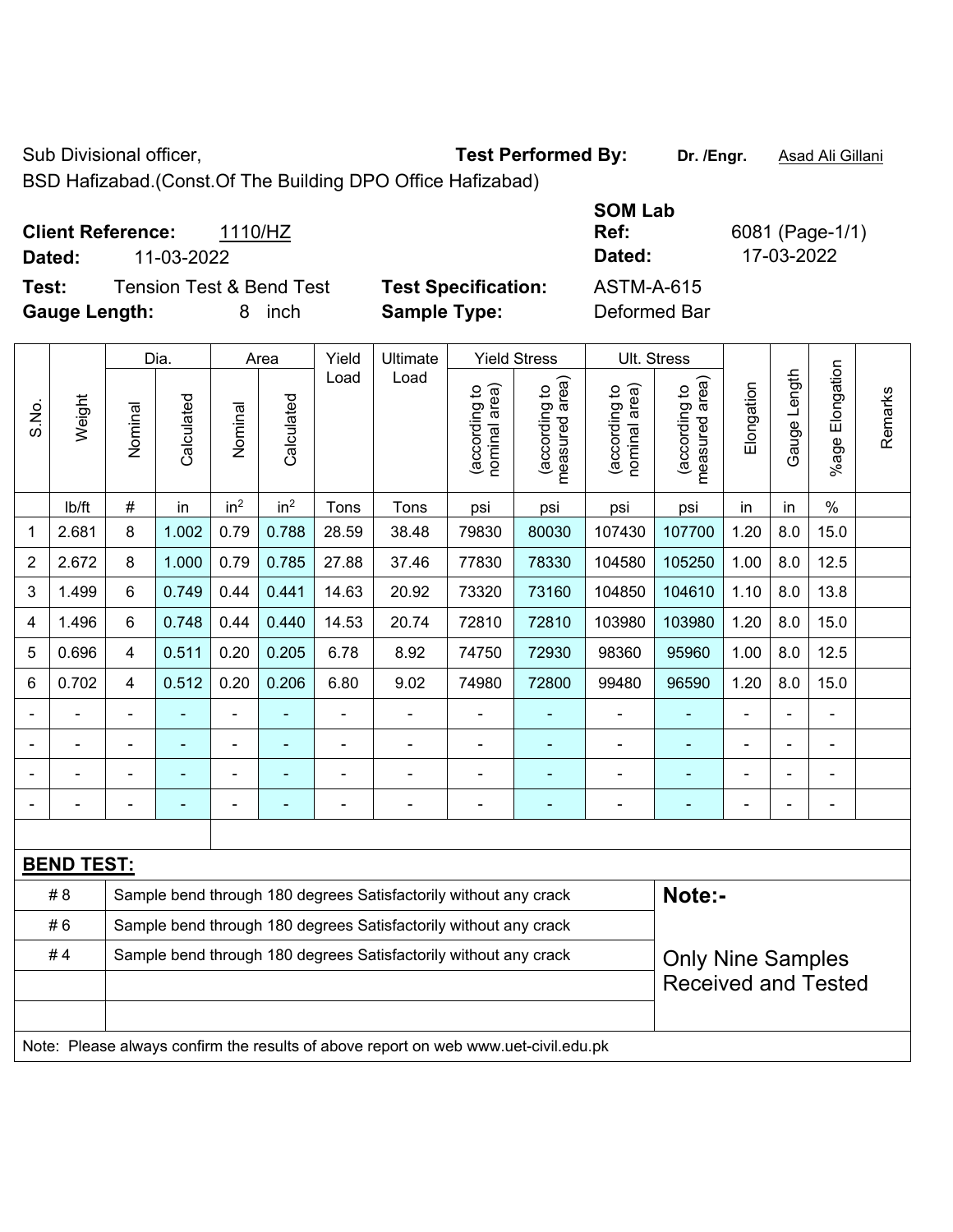Sub Divisional officer,

BSD Hafizabad.(Const.Of The Building DPO Office Hafizabad)

**Test Performed By:** **Dr. /Engr.** Asad Ali Gillani

**SOM Lab**

**Client Reference:** 1110/HZ

**Dated:** 11-03-2022

**Ref:** 6081 (Page-1/1)

**Dated:** 17-03-2022

**Test:** Tension Test & Bend Test

**Gauge Length:** 8 inch

**Test Specification:** ASTM-A-615

**Sample Type:** Deformed Bar

| S.No. | Weight | Dia. | | Area | | Yield Load | Ultimate Load | Yield Stress | | Ult. Stress | | Elongation | Gauge Length | %age Elongation | Remarks |
|---|---|---|---|---|---|---|---|---|---|---|---|---|---|---|---|
| | | Nominal | Calculated | Nominal | Calculated | | | (according to nominal area) | (according to measured area) | (according to nominal area) | (according to measured area) | | | | |
| | lb/ft | # | in | $in^2$ | $in^2$ | Tons | Tons | psi | psi | psi | psi | in | in | % | |
| 1 | 2.681 | 8 | 1.002 | 0.79 | 0.788 | 28.59 | 38.48 | 79830 | 80030 | 107430 | 107700 | 1.20 | 8.0 | 15.0 | |
| 2 | 2.672 | 8 | 1.000 | 0.79 | 0.785 | 27.88 | 37.46 | 77830 | 78330 | 104580 | 105250 | 1.00 | 8.0 | 12.5 | |
| 3 | 1.499 | 6 | 0.749 | 0.44 | 0.441 | 14.63 | 20.92 | 73320 | 73160 | 104850 | 104610 | 1.10 | 8.0 | 13.8 | |
| 4 | 1.496 | 6 | 0.748 | 0.44 | 0.440 | 14.53 | 20.74 | 72810 | 72810 | 103980 | 103980 | 1.20 | 8.0 | 15.0 | |
| 5 | 0.696 | 4 | 0.511 | 0.20 | 0.205 | 6.78 | 8.92 | 74750 | 72930 | 98360 | 95960 | 1.00 | 8.0 | 12.5 | |
| 6 | 0.702 | 4 | 0.512 | 0.20 | 0.206 | 6.80 | 9.02 | 74980 | 72800 | 99480 | 96590 | 1.20 | 8.0 | 15.0 | |
| - | - | - | - | - | - | - | - | - | - | - | - | - | - | - | |
| - | - | - | - | - | - | - | - | - | - | - | - | - | - | - | |
| - | - | - | - | - | - | - | - | - | - | - | - | - | - | - | |
| - | - | - | - | - | - | - | - | - | - | - | - | - | - | - | |

**BEND TEST:**

| | |
|---|---|
| # 8 | Sample bend through 180 degrees Satisfactorily without any crack |
| # 6 | Sample bend through 180 degrees Satisfactorily without any crack |
| # 4 | Sample bend through 180 degrees Satisfactorily without any crack |

**Note:-**

Only Nine Samples Received and Tested

Note: Please always confirm the results of above report on web www.uet-civil.edu.pk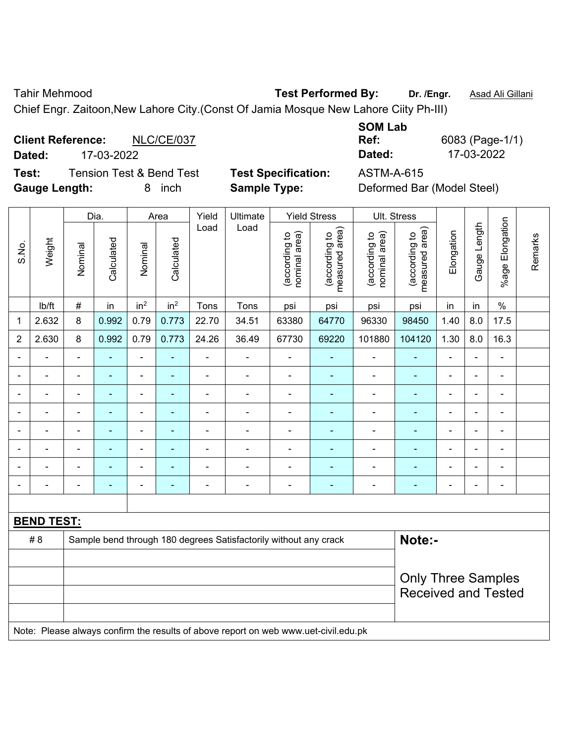Tahir Mehmood **Test Performed By:** **Dr. /Engr.** Asad Ali Gillani

Chief Engr. Zaitoon,New Lahore City.(Const Of Jamia Mosque New Lahore Ciity Ph-III)

**Client Reference:** NLC/CE/037

**Dated:** 17-03-2022

**SOM Lab Ref:** 6083 (Page-1/1)

**Dated:** 17-03-2022

**Test:** Tension Test & Bend Test **Test Specification:** ASTM-A-615

**Gauge Length:** 8 inch **Sample Type:** Deformed Bar (Model Steel)

| S.No. | Weight | Dia. | | Area | | Yield Load | Ultimate Load | Yield Stress | | Ult. Stress | | Elongation | Gauge Length | %age Elongation | Remarks |
|---|---|---|---|---|---|---|---|---|---|---|---|---|---|---|---|
| | | Nominal | Calculated | Nominal | Calculated | | | (according to nominal area) | (according to measured area) | (according to nominal area) | (according to measured area) | | | | |
| | lb/ft | # | in | in$^2$ | in$^2$ | Tons | Tons | psi | psi | psi | psi | in | in | % | |
| 1 | 2.632 | 8 | 0.992 | 0.79 | 0.773 | 22.70 | 34.51 | 63380 | 64770 | 96330 | 98450 | 1.40 | 8.0 | 17.5 | |
| 2 | 2.630 | 8 | 0.992 | 0.79 | 0.773 | 24.26 | 36.49 | 67730 | 69220 | 101880 | 104120 | 1.30 | 8.0 | 16.3 | |
| - | - | - | - | - | - | - | - | - | - | - | - | - | - | - | |
| - | - | - | - | - | - | - | - | - | - | - | - | - | - | - | |
| - | - | - | - | - | - | - | - | - | - | - | - | - | - | - | |
| - | - | - | - | - | - | - | - | - | - | - | - | - | - | - | |
| - | - | - | - | - | - | - | - | - | - | - | - | - | - | - | |
| - | - | - | - | - | - | - | - | - | - | - | - | - | - | - | |
| - | - | - | - | - | - | - | - | - | - | - | - | - | - | - | |
| - | - | - | - | - | - | - | - | - | - | - | - | - | - | - | |

**BEND TEST:**

| | | |
|---|---|---|
| # 8 | Sample bend through 180 degrees Satisfactorily without any crack | **Note:-** Only Three Samples Received and Tested |

Note: Please always confirm the results of above report on web www.uet-civil.edu.pk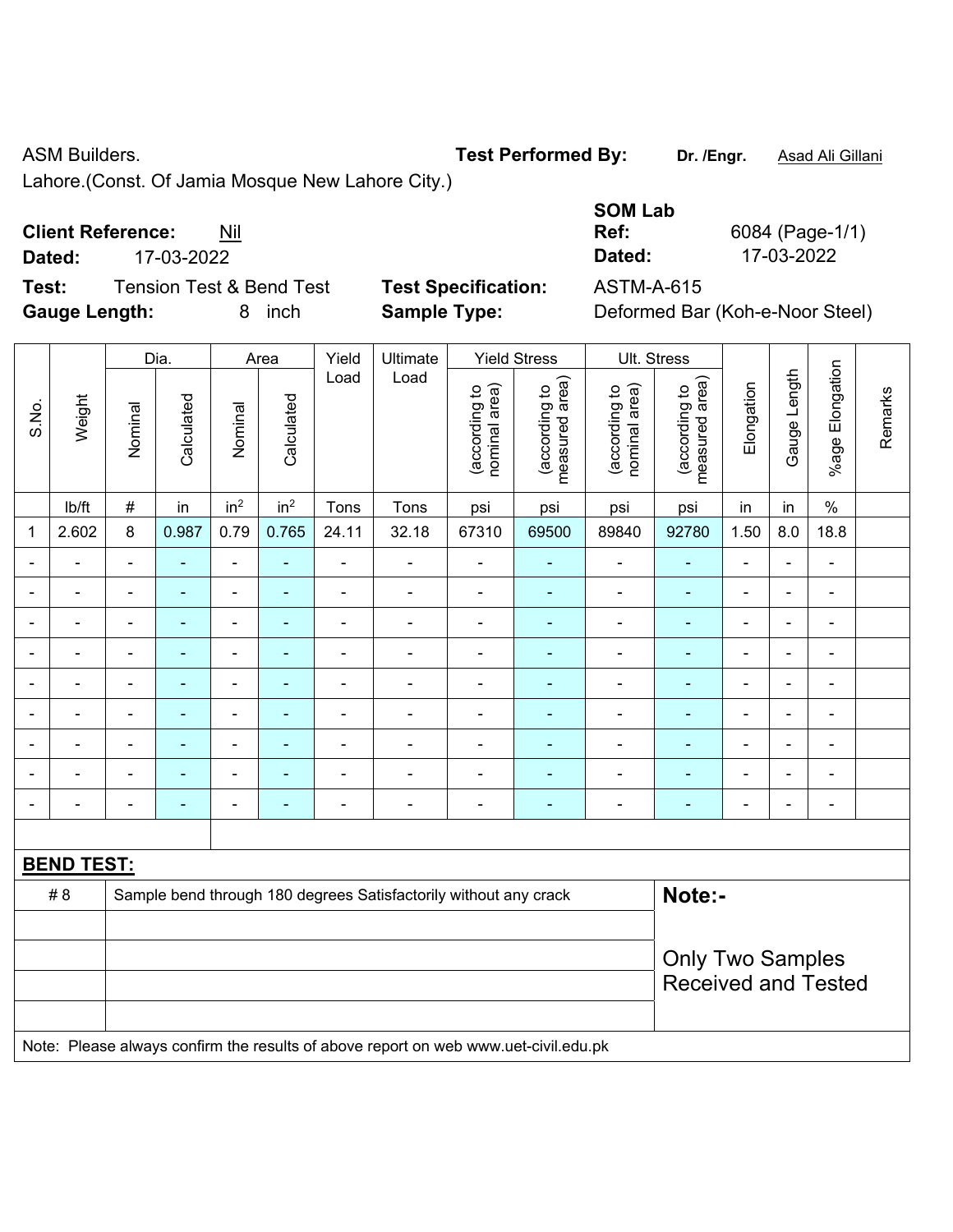ASM Builders.

Lahore.(Const. Of Jamia Mosque New Lahore City.)

**Test Performed By:** **Dr. /Engr.** Asad Ali Gillani

**SOM Lab**

**Client Reference:** Nil

**Dated:** 17-03-2022

**Ref:** 6084 (Page-1/1)

**Dated:** 17-03-2022

**Test:** Tension Test & Bend Test

**Test Specification:** ASTM-A-615

**Gauge Length:** 8 inch

**Sample Type:** Deformed Bar (Koh-e-Noor Steel)

| S.No. | Weight | Dia. | | Area | | Yield Load | Ultimate Load | Yield Stress | | Ult. Stress | | Elongation | Gauge Length | %age Elongation | Remarks |
|---|---|---|---|---|---|---|---|---|---|---|---|---|---|---|---|
| | | Nominal | Calculated | Nominal | Calculated | | | (according to nominal area) | (according to measured area) | (according to nominal area) | (according to measured area) | | | | |
| | lb/ft | # | in | $in^2$ | $in^2$ | Tons | Tons | psi | psi | psi | psi | in | in | % | |
| 1 | 2.602 | 8 | 0.987 | 0.79 | 0.765 | 24.11 | 32.18 | 67310 | 69500 | 89840 | 92780 | 1.50 | 8.0 | 18.8 | |
| - | - | - | - | - | - | - | - | - | - | - | - | - | - | - | |
| - | - | - | - | - | - | - | - | - | - | - | - | - | - | - | |
| - | - | - | - | - | - | - | - | - | - | - | - | - | - | - | |
| - | - | - | - | - | - | - | - | - | - | - | - | - | - | - | |
| - | - | - | - | - | - | - | - | - | - | - | - | - | - | - | |
| - | - | - | - | - | - | - | - | - | - | - | - | - | - | - | |
| - | - | - | - | - | - | - | - | - | - | - | - | - | - | - | |
| - | - | - | - | - | - | - | - | - | - | - | - | - | - | - | |
| - | - | - | - | - | - | - | - | - | - | - | - | - | - | - | |

**BEND TEST:**

| | | |
|---|---|---|
| # 8 | Sample bend through 180 degrees Satisfactorily without any crack | **Note:-** |
| | | Only Two Samples Received and Tested |

Note: Please always confirm the results of above report on web www.uet-civil.edu.pk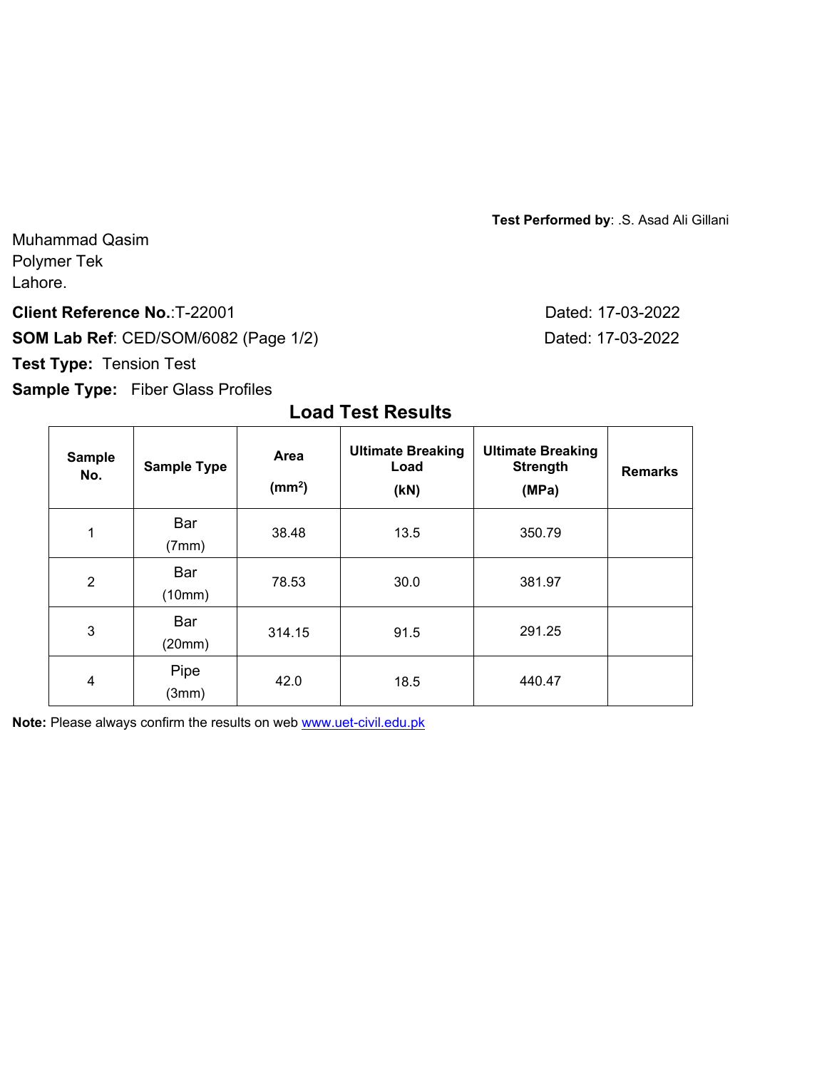**Test Performed by**: .S. Asad Ali Gillani

Muhammad Qasim
Polymer Tek
Lahore.

**Client Reference No.**:T-22001 Dated: 17-03-2022

**SOM Lab Ref**: CED/SOM/6082 (Page 1/2) Dated: 17-03-2022

**Test Type:** Tension Test

**Sample Type:** Fiber Glass Profiles

## Load Test Results

| Sample No. | Sample Type | Area ($mm^2$) | Ultimate Breaking Load (kN) | Ultimate Breaking Strength (MPa) | Remarks |
|---|---|---|---|---|---|
| 1 | Bar (7mm) | 38.48 | 13.5 | 350.79 | |
| 2 | Bar (10mm) | 78.53 | 30.0 | 381.97 | |
| 3 | Bar (20mm) | 314.15 | 91.5 | 291.25 | |
| 4 | Pipe (3mm) | 42.0 | 18.5 | 440.47 | |

**Note:** Please always confirm the results on web www.uet-civil.edu.pk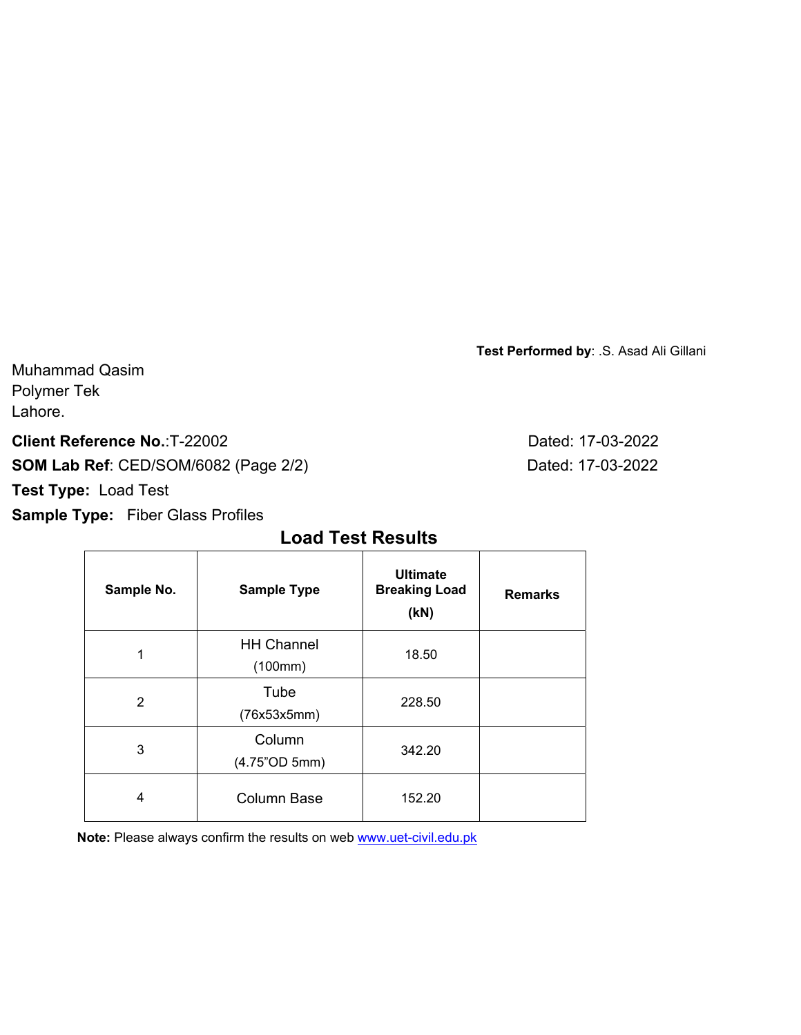**Test Performed by**: .S. Asad Ali Gillani

Muhammad Qasim
Polymer Tek
Lahore.

**Client Reference No.**:T-22002 Dated: 17-03-2022

**SOM Lab Ref**: CED/SOM/6082 (Page 2/2) Dated: 17-03-2022

**Test Type:** Load Test

**Sample Type:** Fiber Glass Profiles

## Load Test Results

| Sample No. | Sample Type | Ultimate Breaking Load (kN) | Remarks |
|---|---|---|---|
| 1 | HH Channel (100mm) | 18.50 | |
| 2 | Tube (76x53x5mm) | 228.50 | |
| 3 | Column (4.75”OD 5mm) | 342.20 | |
| 4 | Column Base | 152.20 | |

**Note:** Please always confirm the results on web www.uet-civil.edu.pk